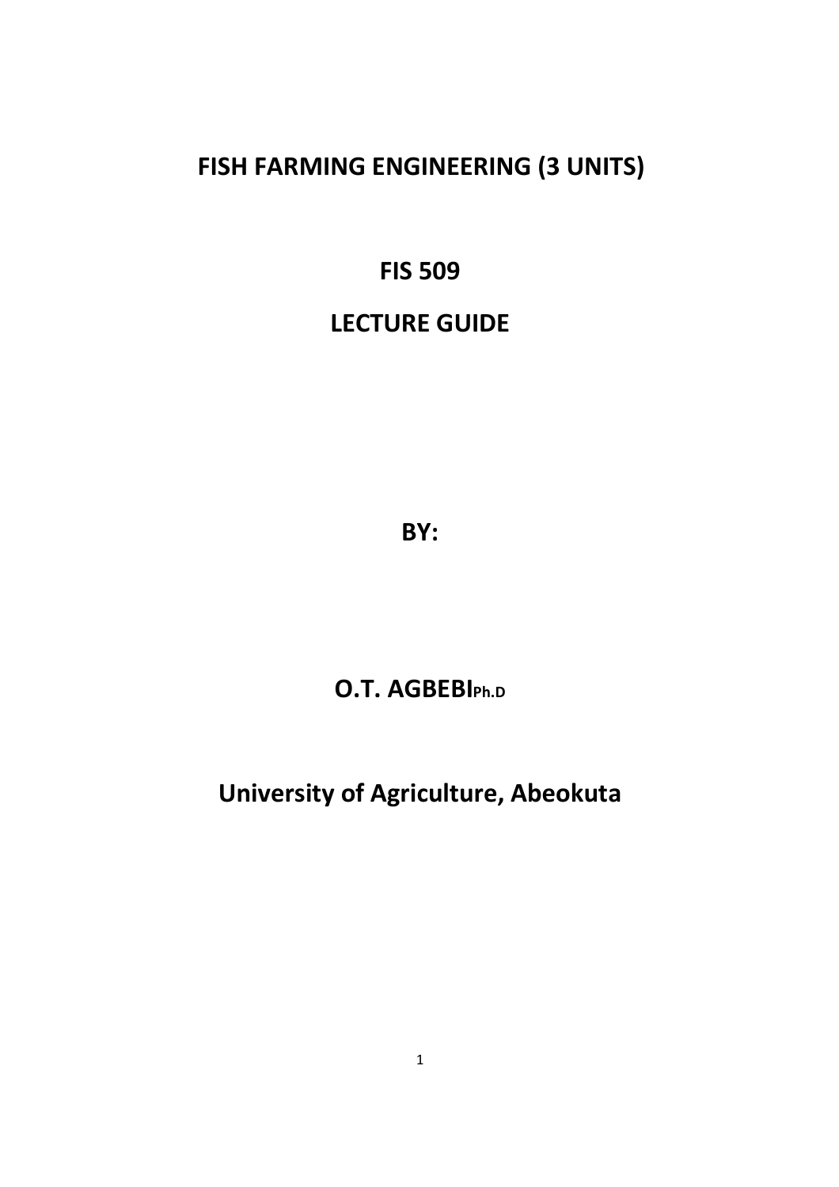# FISH FARMING ENGINEERING (3 UNITS)

## FIS 509

## LECTURE GUIDE

**BY:**

**O.T. AGBEBI Ph.D**

**University of Agriculture, Abeokuta**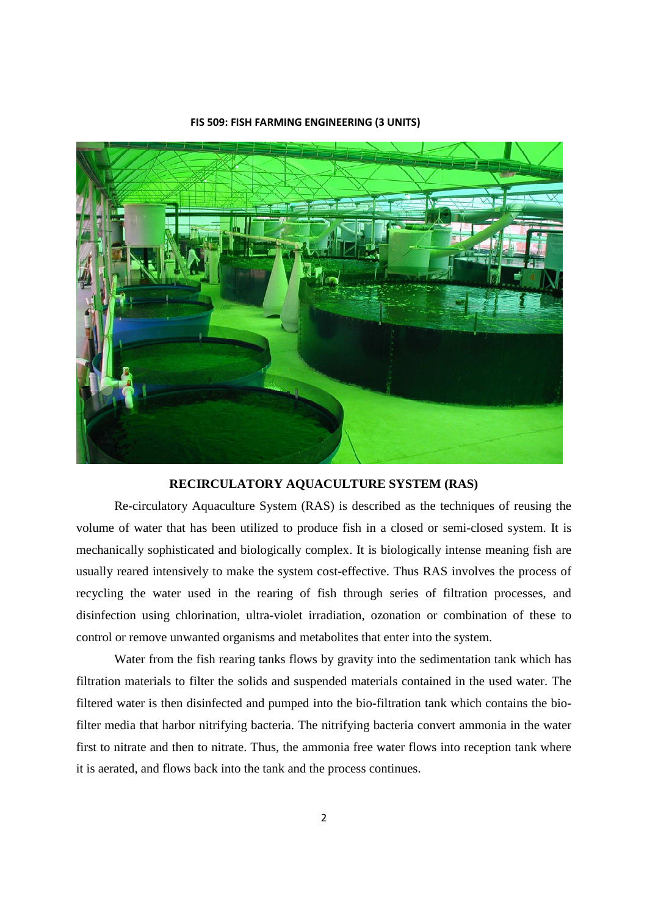FIS 509: FISH FARMING ENGINEERING (3 UNITS)

## RECIRCULATORY AQUACULTURE SYSTEM (RAS)

Re-circulatory Aquaculture System (RAS) is described as the techniques of reusing the volume of water that has been utilized to produce fish in a closed or semi-closed system. It is mechanically sophisticated and biologically complex. It is biologically intense meaning fish are usually reared intensively to make the system cost-effective. Thus RAS involves the process of recycling the water used in the rearing of fish through series of filtration processes, and disinfection using chlorination, ultra-violet irradiation, ozonation or combination of these to control or remove unwanted organisms and metabolites that enter into the system.

Water from the fish rearing tanks flows by gravity into the sedimentation tank which has filtration materials to filter the solids and suspended materials contained in the used water. The filtered water is then disinfected and pumped into the bio-filtration tank which contains the bio-filter media that harbor nitrifying bacteria. The nitrifying bacteria convert ammonia in the water first to nitrate and then to nitrate. Thus, the ammonia free water flows into reception tank where it is aerated, and flows back into the tank and the process continues.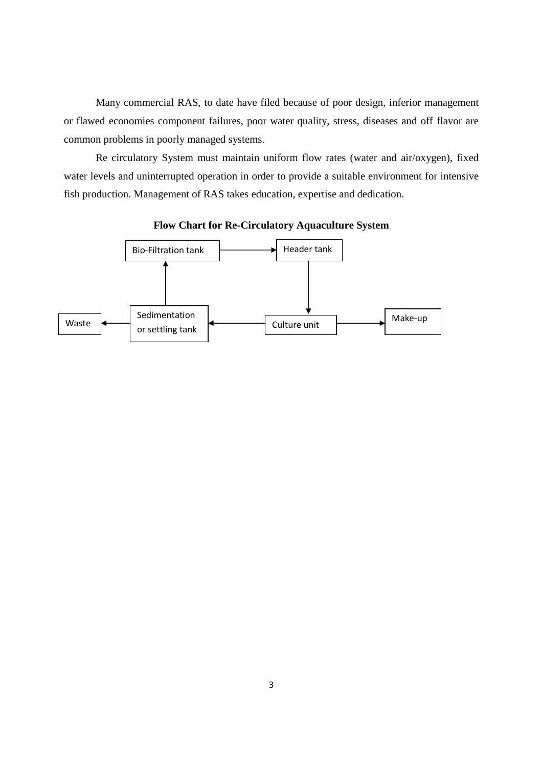Many commercial RAS, to date have filed because of poor design, inferior management or flawed economies component failures, poor water quality, stress, diseases and off flavor are common problems in poorly managed systems.

Re circulatory System must maintain uniform flow rates (water and air/oxygen), fixed water levels and uninterrupted operation in order to provide a suitable environment for intensive fish production. Management of RAS takes education, expertise and dedication.

**Flow Chart for Re-Circulatory Aquaculture System**

Bio-Filtration tank → Header tank

Header tank → Culture unit

Culture unit → Make-up

Culture unit → Sedimentation or settling tank

Sedimentation or settling tank → Bio-Filtration tank

Sedimentation or settling tank → Waste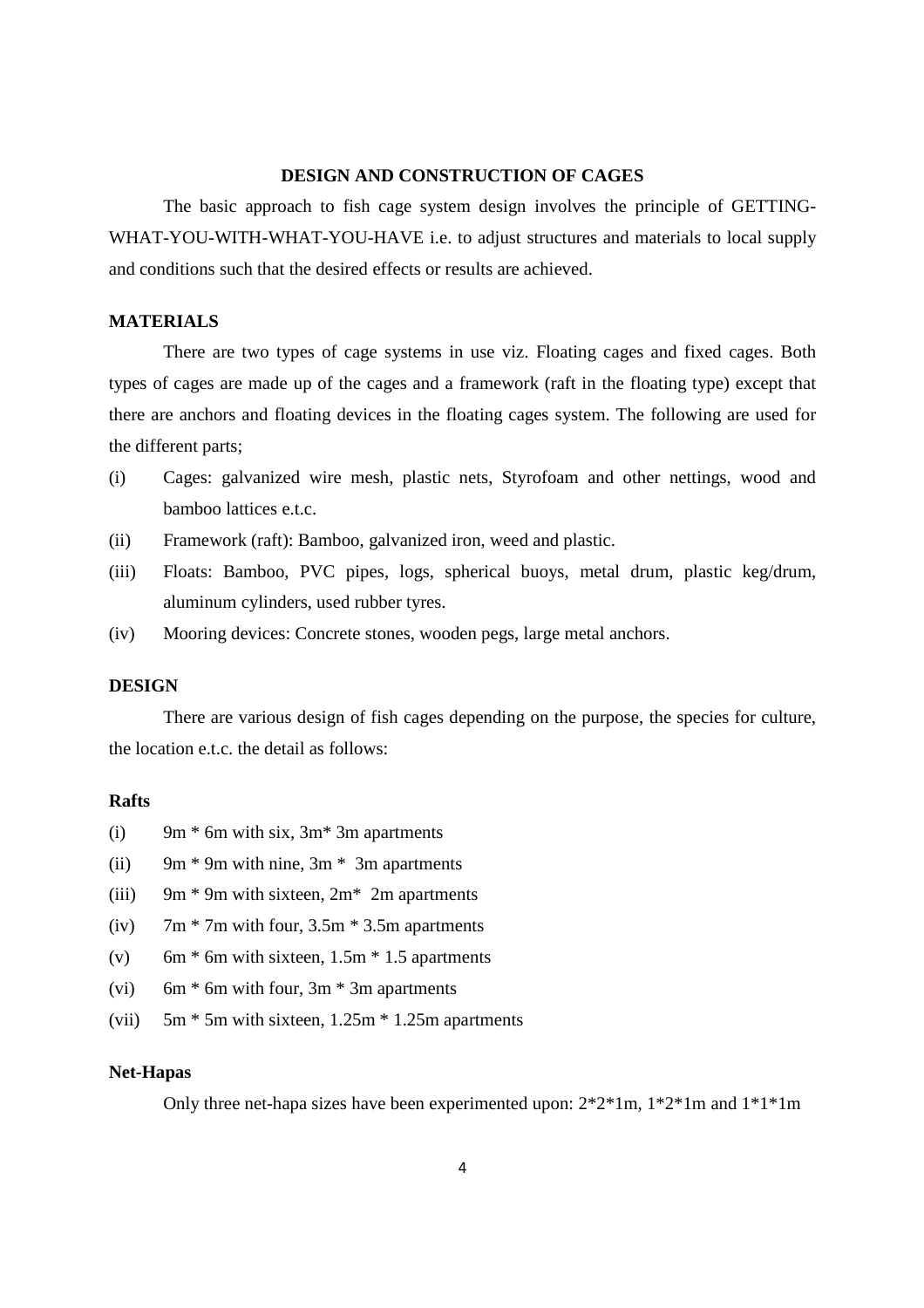## DESIGN AND CONSTRUCTION OF CAGES

The basic approach to fish cage system design involves the principle of GETTING-WHAT-YOU-WITH-WHAT-YOU-HAVE i.e. to adjust structures and materials to local supply and conditions such that the desired effects or results are achieved.

### MATERIALS

There are two types of cage systems in use viz. Floating cages and fixed cages. Both types of cages are made up of the cages and a framework (raft in the floating type) except that there are anchors and floating devices in the floating cages system. The following are used for the different parts;

(i) Cages: galvanized wire mesh, plastic nets, Styrofoam and other nettings, wood and bamboo lattices e.t.c.

(ii) Framework (raft): Bamboo, galvanized iron, weed and plastic.

(iii) Floats: Bamboo, PVC pipes, logs, spherical buoys, metal drum, plastic keg/drum, aluminum cylinders, used rubber tyres.

(iv) Mooring devices: Concrete stones, wooden pegs, large metal anchors.

### DESIGN

There are various design of fish cages depending on the purpose, the species for culture, the location e.t.c. the detail as follows:

#### Rafts

(i) 9m * 6m with six, 3m* 3m apartments

(ii) 9m * 9m with nine, 3m * 3m apartments

(iii) 9m * 9m with sixteen, 2m* 2m apartments

(iv) 7m * 7m with four, 3.5m * 3.5m apartments

(v) 6m * 6m with sixteen, 1.5m * 1.5 apartments

(vi) 6m * 6m with four, 3m * 3m apartments

(vii) 5m * 5m with sixteen, 1.25m * 1.25m apartments

#### Net-Hapas

Only three net-hapa sizes have been experimented upon: 2*2*1m, 1*2*1m and 1*1*1m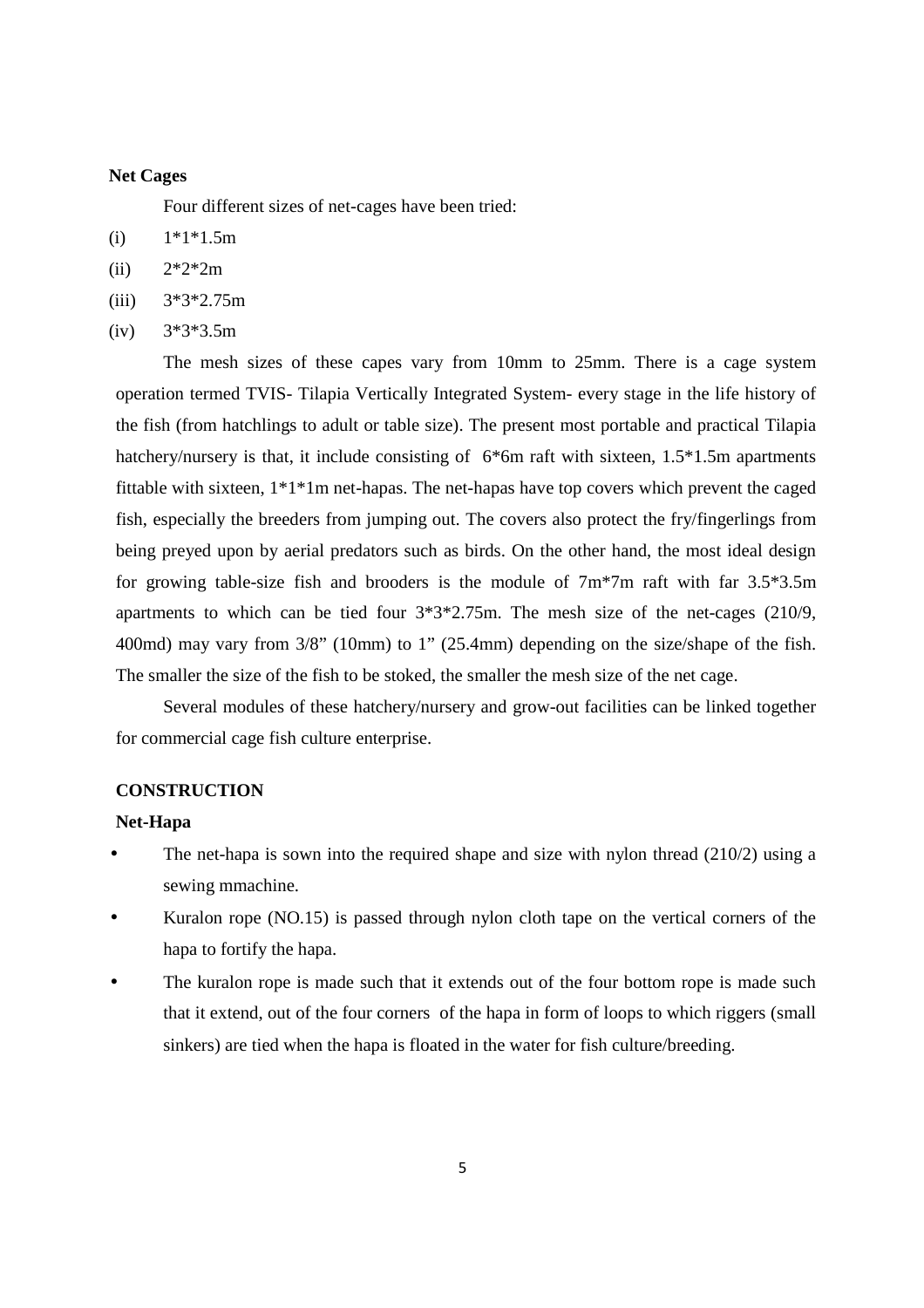**Net Cages**

Four different sizes of net-cages have been tried:

(i) 1*1*1.5m

(ii) 2*2*2m

(iii) 3*3*2.75m

(iv) 3*3*3.5m

The mesh sizes of these capes vary from 10mm to 25mm. There is a cage system operation termed TVIS- Tilapia Vertically Integrated System- every stage in the life history of the fish (from hatchlings to adult or table size). The present most portable and practical Tilapia hatchery/nursery is that, it include consisting of 6*6m raft with sixteen, 1.5*1.5m apartments fittable with sixteen, 1*1*1m net-hapas. The net-hapas have top covers which prevent the caged fish, especially the breeders from jumping out. The covers also protect the fry/fingerlings from being preyed upon by aerial predators such as birds. On the other hand, the most ideal design for growing table-size fish and brooders is the module of 7m*7m raft with far 3.5*3.5m apartments to which can be tied four 3*3*2.75m. The mesh size of the net-cages (210/9, 400md) may vary from 3/8" (10mm) to 1" (25.4mm) depending on the size/shape of the fish. The smaller the size of the fish to be stoked, the smaller the mesh size of the net cage.

Several modules of these hatchery/nursery and grow-out facilities can be linked together for commercial cage fish culture enterprise.

**CONSTRUCTION**

**Net-Hapa**

- The net-hapa is sown into the required shape and size with nylon thread (210/2) using a sewing mmachine.
- Kuralon rope (NO.15) is passed through nylon cloth tape on the vertical corners of the hapa to fortify the hapa.
- The kuralon rope is made such that it extends out of the four bottom rope is made such that it extend, out of the four corners of the hapa in form of loops to which riggers (small sinkers) are tied when the hapa is floated in the water for fish culture/breeding.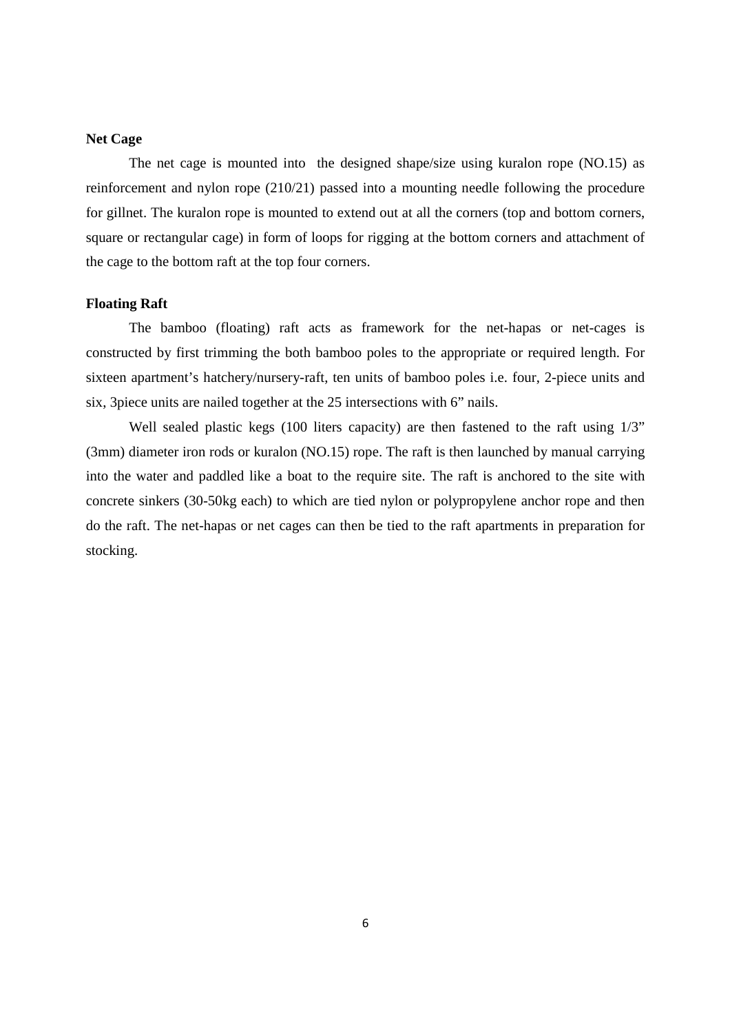**Net Cage**

The net cage is mounted into  the designed shape/size using kuralon rope (NO.15) as reinforcement and nylon rope (210/21) passed into a mounting needle following the procedure for gillnet. The kuralon rope is mounted to extend out at all the corners (top and bottom corners, square or rectangular cage) in form of loops for rigging at the bottom corners and attachment of the cage to the bottom raft at the top four corners.

**Floating Raft**

The bamboo (floating) raft acts as framework for the net-hapas or net-cages is constructed by first trimming the both bamboo poles to the appropriate or required length. For sixteen apartment's hatchery/nursery-raft, ten units of bamboo poles i.e. four, 2-piece units and six, 3piece units are nailed together at the 25 intersections with 6" nails.

Well sealed plastic kegs (100 liters capacity) are then fastened to the raft using 1/3" (3mm) diameter iron rods or kuralon (NO.15) rope. The raft is then launched by manual carrying into the water and paddled like a boat to the require site. The raft is anchored to the site with concrete sinkers (30-50kg each) to which are tied nylon or polypropylene anchor rope and then do the raft. The net-hapas or net cages can then be tied to the raft apartments in preparation for stocking.